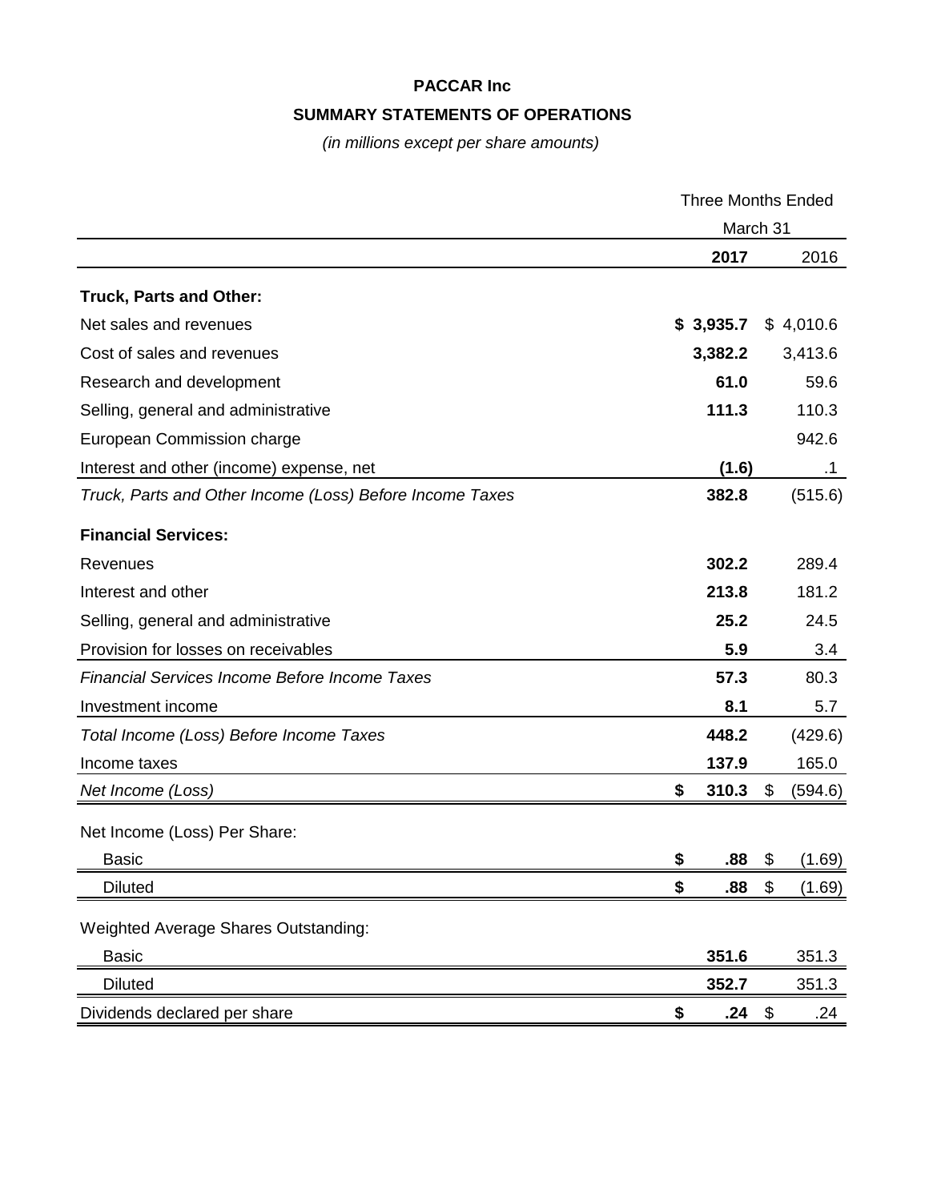# PACCAR Inc

## SUMMARY STATEMENTS OF OPERATIONS

*(in millions except per share amounts)*

| | Three Months Ended March 31 | |
|---|---|---|
| | **2017** | 2016 |
| **Truck, Parts and Other:** | | |
| Net sales and revenues | **$ 3,935.7** | $ 4,010.6 |
| Cost of sales and revenues | **3,382.2** | 3,413.6 |
| Research and development | **61.0** | 59.6 |
| Selling, general and administrative | **111.3** | 110.3 |
| European Commission charge | | 942.6 |
| Interest and other (income) expense, net | **(1.6)** | .1 |
| *Truck, Parts and Other Income (Loss) Before Income Taxes* | **382.8** | (515.6) |
| **Financial Services:** | | |
| Revenues | **302.2** | 289.4 |
| Interest and other | **213.8** | 181.2 |
| Selling, general and administrative | **25.2** | 24.5 |
| Provision for losses on receivables | **5.9** | 3.4 |
| *Financial Services Income Before Income Taxes* | **57.3** | 80.3 |
| Investment income | **8.1** | 5.7 |
| *Total Income (Loss) Before Income Taxes* | **448.2** | (429.6) |
| Income taxes | **137.9** | 165.0 |
| *Net Income (Loss)* | **$ 310.3** | $ (594.6) |
| Net Income (Loss) Per Share: | | |
| Basic | **$ .88** | $ (1.69) |
| Diluted | **$ .88** | $ (1.69) |
| Weighted Average Shares Outstanding: | | |
| Basic | **351.6** | 351.3 |
| Diluted | **352.7** | 351.3 |
| Dividends declared per share | **$ .24** | $ .24 |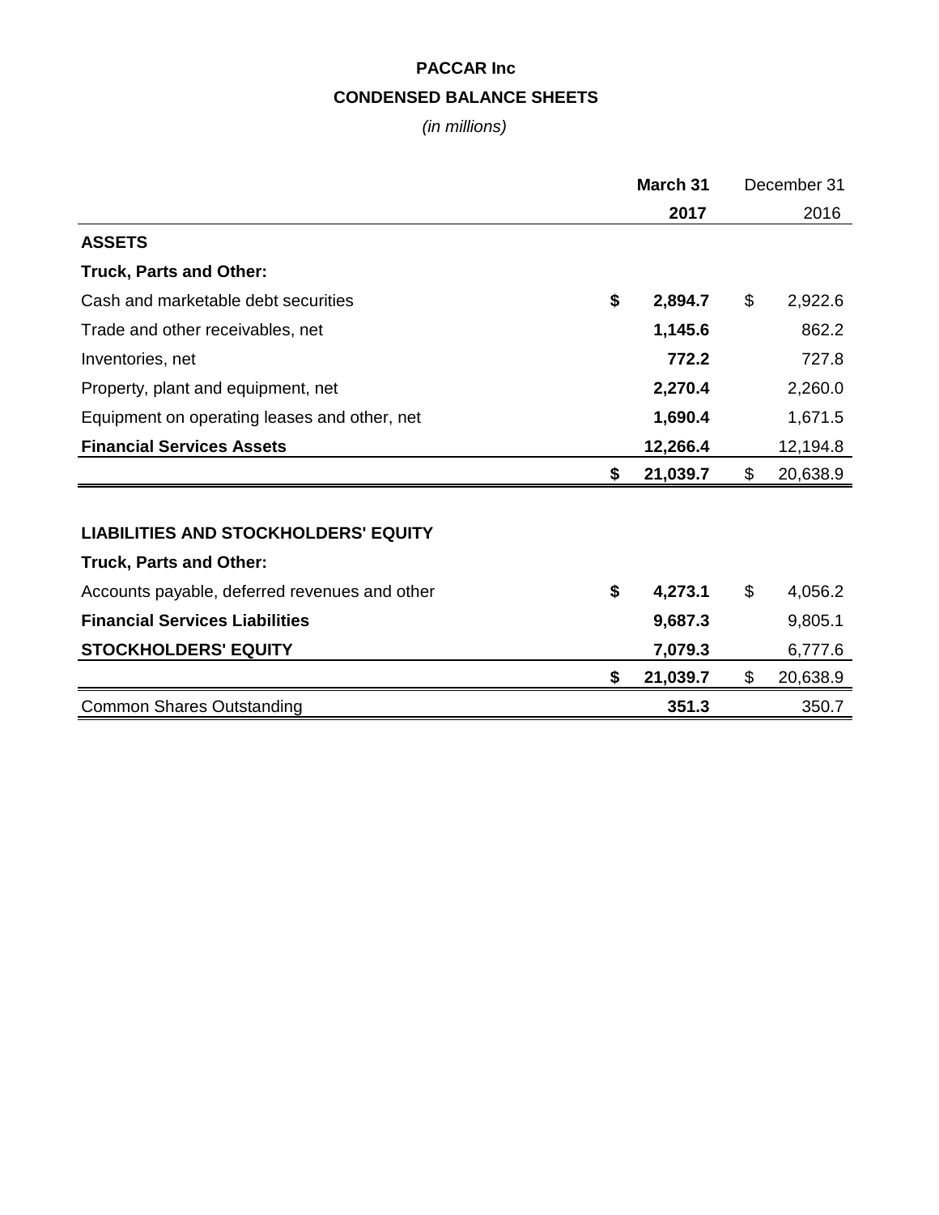**PACCAR Inc**

**CONDENSED BALANCE SHEETS**

*(in millions)*

| | **March 31 2017** | December 31 2016 |
|---|---|---|
| **ASSETS** | | |
| **Truck, Parts and Other:** | | |
| Cash and marketable debt securities | **$ 2,894.7** | $ 2,922.6 |
| Trade and other receivables, net | **1,145.6** | 862.2 |
| Inventories, net | **772.2** | 727.8 |
| Property, plant and equipment, net | **2,270.4** | 2,260.0 |
| Equipment on operating leases and other, net | **1,690.4** | 1,671.5 |
| **Financial Services Assets** | **12,266.4** | 12,194.8 |
| | **$ 21,039.7** | $ 20,638.9 |
| | | |
| **LIABILITIES AND STOCKHOLDERS' EQUITY** | | |
| **Truck, Parts and Other:** | | |
| Accounts payable, deferred revenues and other | **$ 4,273.1** | $ 4,056.2 |
| **Financial Services Liabilities** | **9,687.3** | 9,805.1 |
| **STOCKHOLDERS' EQUITY** | **7,079.3** | 6,777.6 |
| | **$ 21,039.7** | $ 20,638.9 |
| Common Shares Outstanding | **351.3** | 350.7 |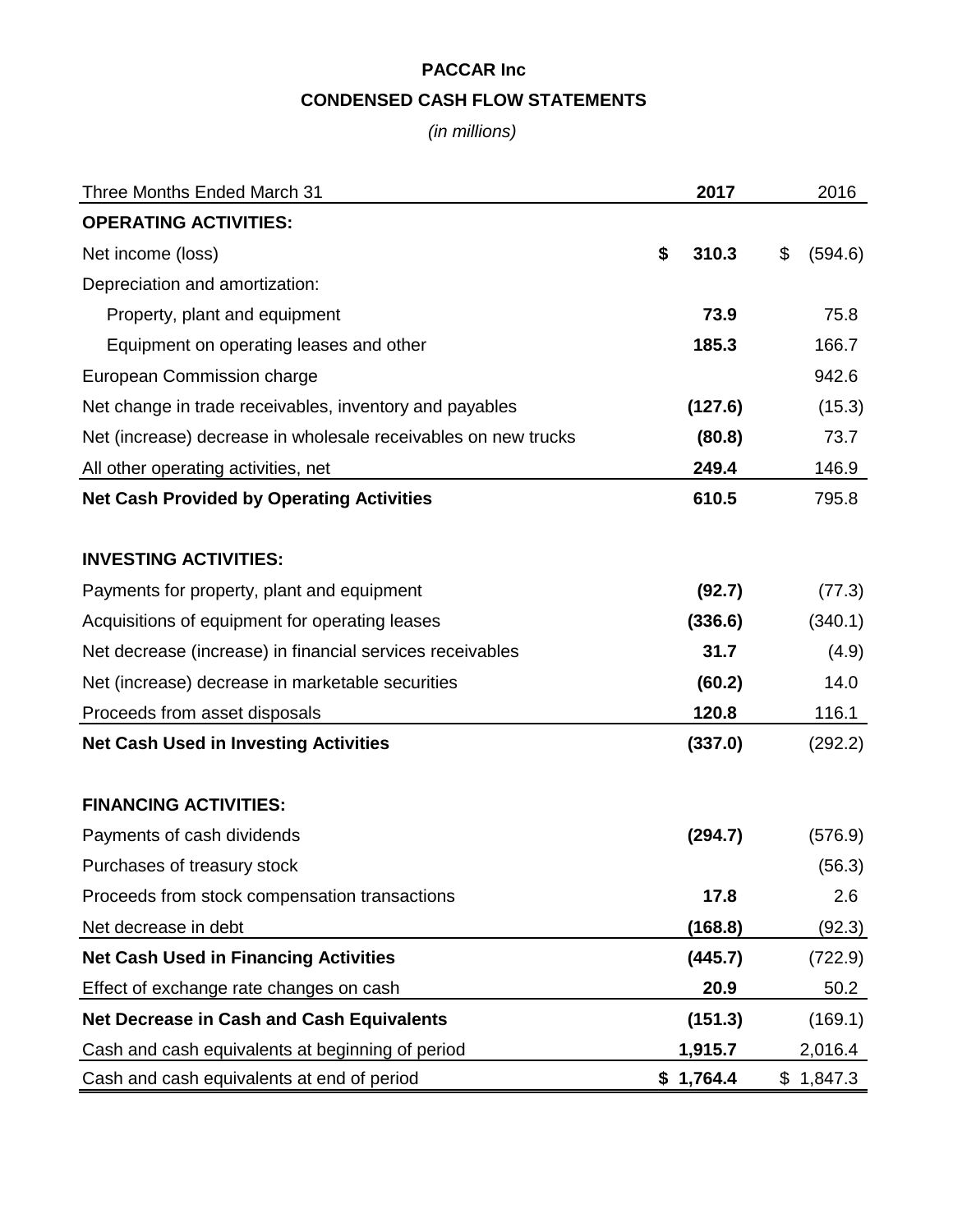# PACCAR Inc

## CONDENSED CASH FLOW STATEMENTS

*(in millions)*

| Three Months Ended March 31 | **2017** | 2016 |
|---|---|---|
| **OPERATING ACTIVITIES:** | | |
| Net income (loss) | **$ 310.3** | $ (594.6) |
| Depreciation and amortization: | | |
| Property, plant and equipment | **73.9** | 75.8 |
| Equipment on operating leases and other | **185.3** | 166.7 |
| European Commission charge | | 942.6 |
| Net change in trade receivables, inventory and payables | **(127.6)** | (15.3) |
| Net (increase) decrease in wholesale receivables on new trucks | **(80.8)** | 73.7 |
| All other operating activities, net | **249.4** | 146.9 |
| **Net Cash Provided by Operating Activities** | **610.5** | 795.8 |
| | | |
| **INVESTING ACTIVITIES:** | | |
| Payments for property, plant and equipment | **(92.7)** | (77.3) |
| Acquisitions of equipment for operating leases | **(336.6)** | (340.1) |
| Net decrease (increase) in financial services receivables | **31.7** | (4.9) |
| Net (increase) decrease in marketable securities | **(60.2)** | 14.0 |
| Proceeds from asset disposals | **120.8** | 116.1 |
| **Net Cash Used in Investing Activities** | **(337.0)** | (292.2) |
| | | |
| **FINANCING ACTIVITIES:** | | |
| Payments of cash dividends | **(294.7)** | (576.9) |
| Purchases of treasury stock | | (56.3) |
| Proceeds from stock compensation transactions | **17.8** | 2.6 |
| Net decrease in debt | **(168.8)** | (92.3) |
| **Net Cash Used in Financing Activities** | **(445.7)** | (722.9) |
| Effect of exchange rate changes on cash | **20.9** | 50.2 |
| **Net Decrease in Cash and Cash Equivalents** | **(151.3)** | (169.1) |
| Cash and cash equivalents at beginning of period | **1,915.7** | 2,016.4 |
| Cash and cash equivalents at end of period | **$ 1,764.4** | $ 1,847.3 |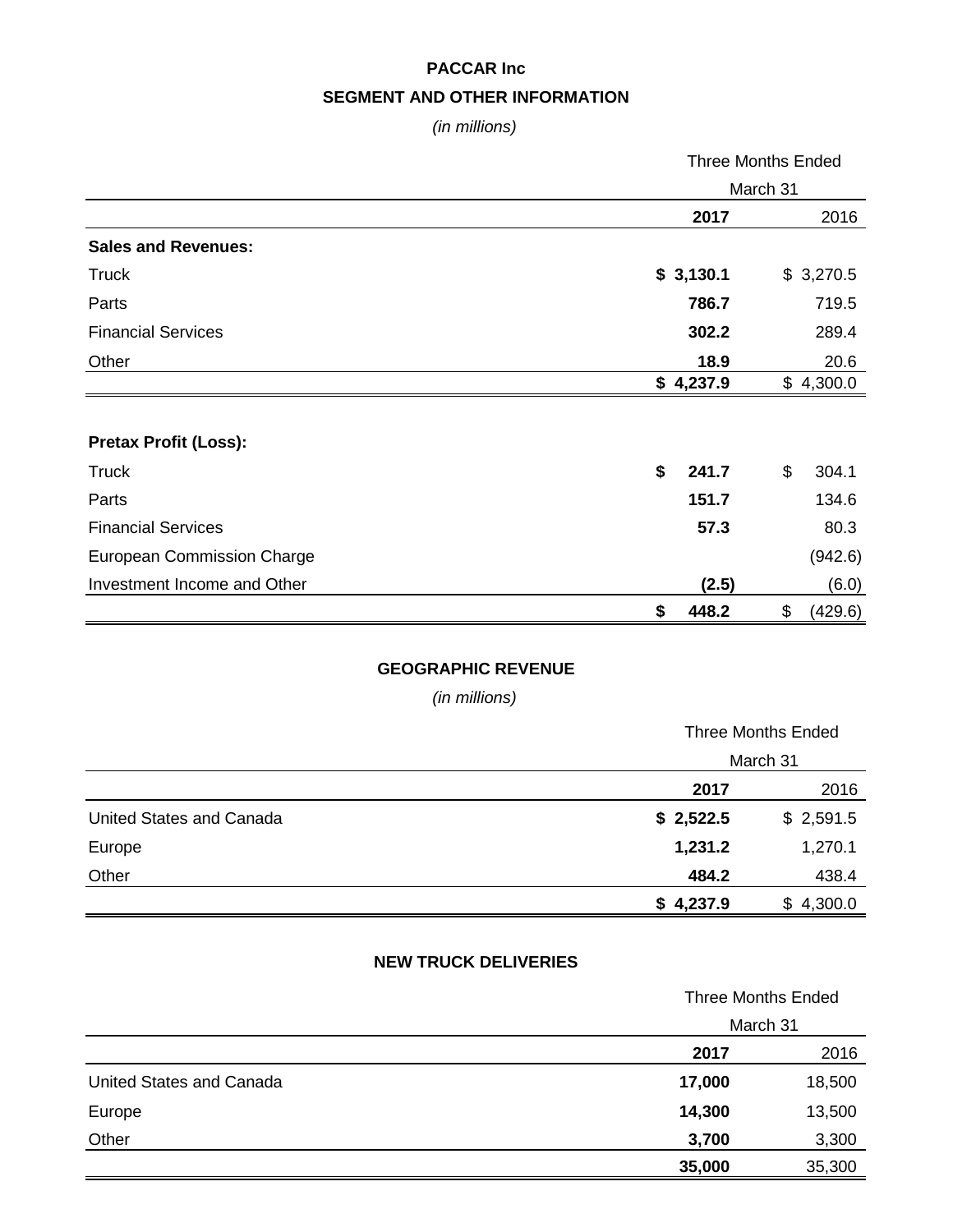**PACCAR Inc**

**SEGMENT AND OTHER INFORMATION**

*(in millions)*

| | Three Months Ended March 31 | |
|---|---|---|
| | **2017** | 2016 |
| **Sales and Revenues:** | | |
| Truck | **$ 3,130.1** | $ 3,270.5 |
| Parts | **786.7** | 719.5 |
| Financial Services | **302.2** | 289.4 |
| Other | **18.9** | 20.6 |
| | **$ 4,237.9** | $ 4,300.0 |
| **Pretax Profit (Loss):** | | |
| Truck | **$ 241.7** | $ 304.1 |
| Parts | **151.7** | 134.6 |
| Financial Services | **57.3** | 80.3 |
| European Commission Charge | | (942.6) |
| Investment Income and Other | **(2.5)** | (6.0) |
| | **$ 448.2** | $ (429.6) |

**GEOGRAPHIC REVENUE**

*(in millions)*

| | Three Months Ended March 31 | |
|---|---|---|
| | **2017** | 2016 |
| United States and Canada | **$ 2,522.5** | $ 2,591.5 |
| Europe | **1,231.2** | 1,270.1 |
| Other | **484.2** | 438.4 |
| | **$ 4,237.9** | $ 4,300.0 |

**NEW TRUCK DELIVERIES**

| | Three Months Ended March 31 | |
|---|---|---|
| | **2017** | 2016 |
| United States and Canada | **17,000** | 18,500 |
| Europe | **14,300** | 13,500 |
| Other | **3,700** | 3,300 |
| | **35,000** | 35,300 |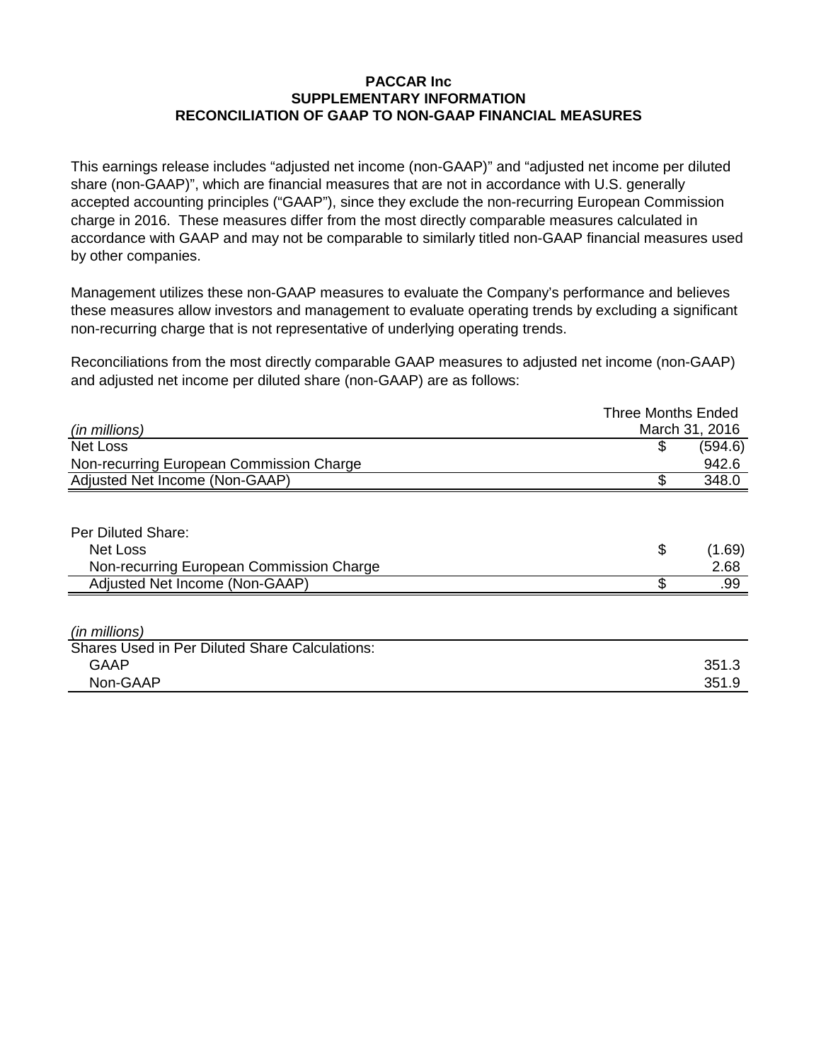# PACCAR Inc
## SUPPLEMENTARY INFORMATION
## RECONCILIATION OF GAAP TO NON-GAAP FINANCIAL MEASURES

This earnings release includes "adjusted net income (non-GAAP)" and "adjusted net income per diluted share (non-GAAP)", which are financial measures that are not in accordance with U.S. generally accepted accounting principles ("GAAP"), since they exclude the non-recurring European Commission charge in 2016. These measures differ from the most directly comparable measures calculated in accordance with GAAP and may not be comparable to similarly titled non-GAAP financial measures used by other companies.

Management utilizes these non-GAAP measures to evaluate the Company's performance and believes these measures allow investors and management to evaluate operating trends by excluding a significant non-recurring charge that is not representative of underlying operating trends.

Reconciliations from the most directly comparable GAAP measures to adjusted net income (non-GAAP) and adjusted net income per diluted share (non-GAAP) are as follows:

| *(in millions)* | Three Months Ended March 31, 2016 |
|---|---|
| Net Loss | $ (594.6) |
| Non-recurring European Commission Charge | 942.6 |
| Adjusted Net Income (Non-GAAP) | $ 348.0 |

| | |
|---|---|
| Per Diluted Share: | |
| Net Loss | $ (1.69) |
| Non-recurring European Commission Charge | 2.68 |
| Adjusted Net Income (Non-GAAP) | $ .99 |

| *(in millions)* | |
|---|---|
| Shares Used in Per Diluted Share Calculations: | |
| GAAP | 351.3 |
| Non-GAAP | 351.9 |